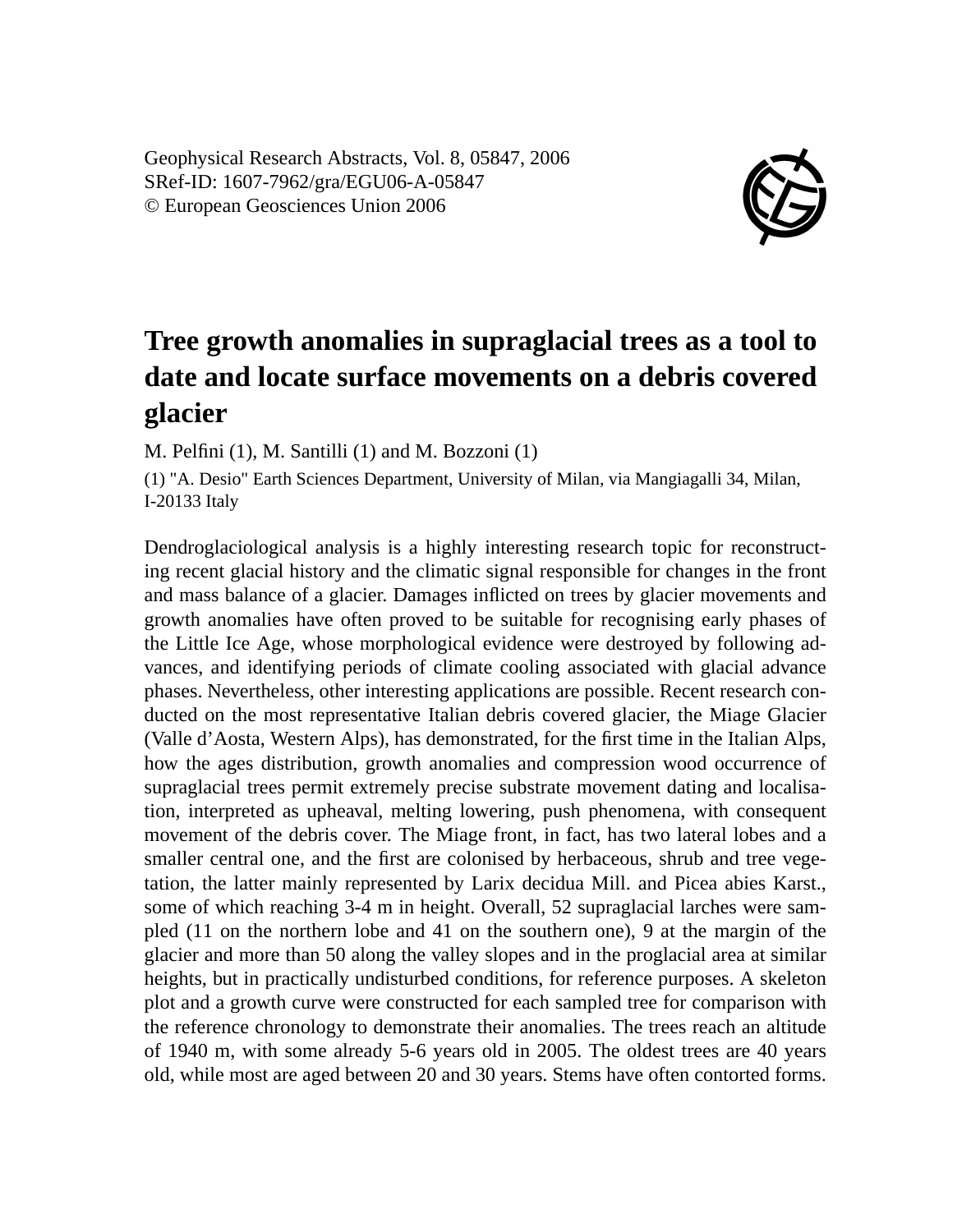Geophysical Research Abstracts, Vol. 8, 05847, 2006
SRef-ID: 1607-7962/gra/EGU06-A-05847
© European Geosciences Union 2006

# Tree growth anomalies in supraglacial trees as a tool to date and locate surface movements on a debris covered glacier

M. Pelfini (1), M. Santilli (1) and M. Bozzoni (1)

(1) "A. Desio" Earth Sciences Department, University of Milan, via Mangiagalli 34, Milan, I-20133 Italy

Dendroglaciological analysis is a highly interesting research topic for reconstructing recent glacial history and the climatic signal responsible for changes in the front and mass balance of a glacier. Damages inflicted on trees by glacier movements and growth anomalies have often proved to be suitable for recognising early phases of the Little Ice Age, whose morphological evidence were destroyed by following advances, and identifying periods of climate cooling associated with glacial advance phases. Nevertheless, other interesting applications are possible. Recent research conducted on the most representative Italian debris covered glacier, the Miage Glacier (Valle d'Aosta, Western Alps), has demonstrated, for the first time in the Italian Alps, how the ages distribution, growth anomalies and compression wood occurrence of supraglacial trees permit extremely precise substrate movement dating and localisation, interpreted as upheaval, melting lowering, push phenomena, with consequent movement of the debris cover. The Miage front, in fact, has two lateral lobes and a smaller central one, and the first are colonised by herbaceous, shrub and tree vegetation, the latter mainly represented by Larix decidua Mill. and Picea abies Karst., some of which reaching 3-4 m in height. Overall, 52 supraglacial larches were sampled (11 on the northern lobe and 41 on the southern one), 9 at the margin of the glacier and more than 50 along the valley slopes and in the proglacial area at similar heights, but in practically undisturbed conditions, for reference purposes. A skeleton plot and a growth curve were constructed for each sampled tree for comparison with the reference chronology to demonstrate their anomalies. The trees reach an altitude of 1940 m, with some already 5-6 years old in 2005. The oldest trees are 40 years old, while most are aged between 20 and 30 years. Stems have often contorted forms.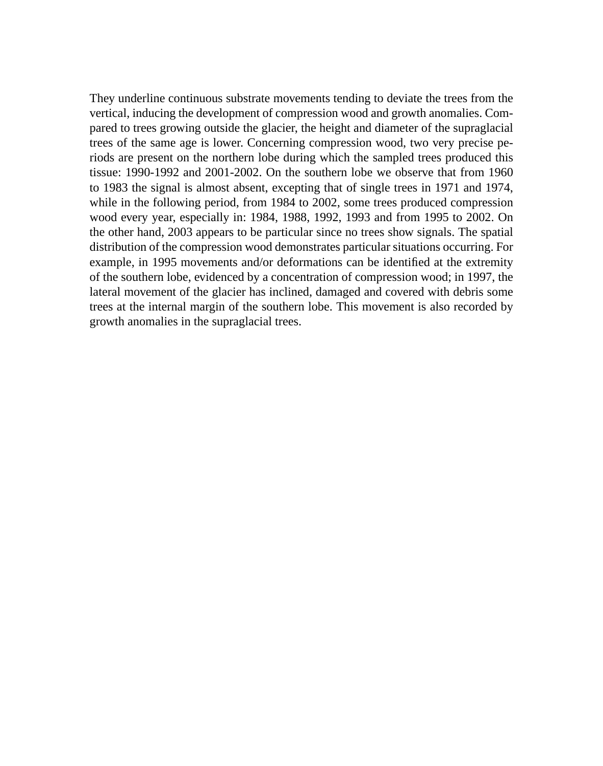They underline continuous substrate movements tending to deviate the trees from the vertical, inducing the development of compression wood and growth anomalies. Compared to trees growing outside the glacier, the height and diameter of the supraglacial trees of the same age is lower. Concerning compression wood, two very precise periods are present on the northern lobe during which the sampled trees produced this tissue: 1990-1992 and 2001-2002. On the southern lobe we observe that from 1960 to 1983 the signal is almost absent, excepting that of single trees in 1971 and 1974, while in the following period, from 1984 to 2002, some trees produced compression wood every year, especially in: 1984, 1988, 1992, 1993 and from 1995 to 2002. On the other hand, 2003 appears to be particular since no trees show signals. The spatial distribution of the compression wood demonstrates particular situations occurring. For example, in 1995 movements and/or deformations can be identified at the extremity of the southern lobe, evidenced by a concentration of compression wood; in 1997, the lateral movement of the glacier has inclined, damaged and covered with debris some trees at the internal margin of the southern lobe. This movement is also recorded by growth anomalies in the supraglacial trees.